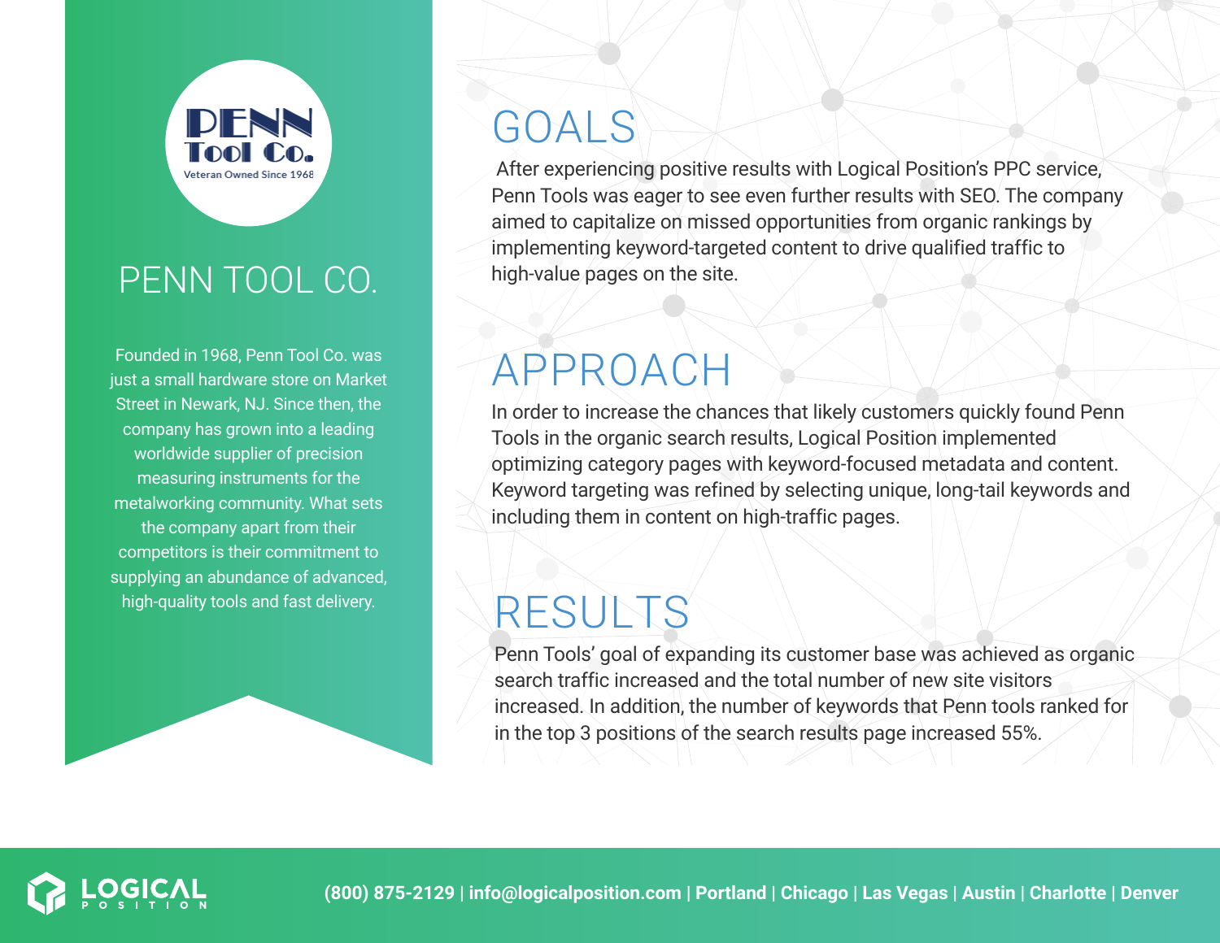# PENN TOOL CO.

Founded in 1968, Penn Tool Co. was just a small hardware store on Market Street in Newark, NJ. Since then, the company has grown into a leading worldwide supplier of precision measuring instruments for the metalworking community. What sets the company apart from their competitors is their commitment to supplying an abundance of advanced, high-quality tools and fast delivery.

## GOALS

After experiencing positive results with Logical Position's PPC service, Penn Tools was eager to see even further results with SEO. The company aimed to capitalize on missed opportunities from organic rankings by implementing keyword-targeted content to drive qualified traffic to high-value pages on the site.

## APPROACH

In order to increase the chances that likely customers quickly found Penn Tools in the organic search results, Logical Position implemented optimizing category pages with keyword-focused metadata and content. Keyword targeting was refined by selecting unique, long-tail keywords and including them in content on high-traffic pages.

## RESULTS

Penn Tools' goal of expanding its customer base was achieved as organic search traffic increased and the total number of new site visitors increased. In addition, the number of keywords that Penn tools ranked for in the top 3 positions of the search results page increased 55%.

(800) 875-2129 | info@logicalposition.com | Portland | Chicago | Las Vegas | Austin | Charlotte | Denver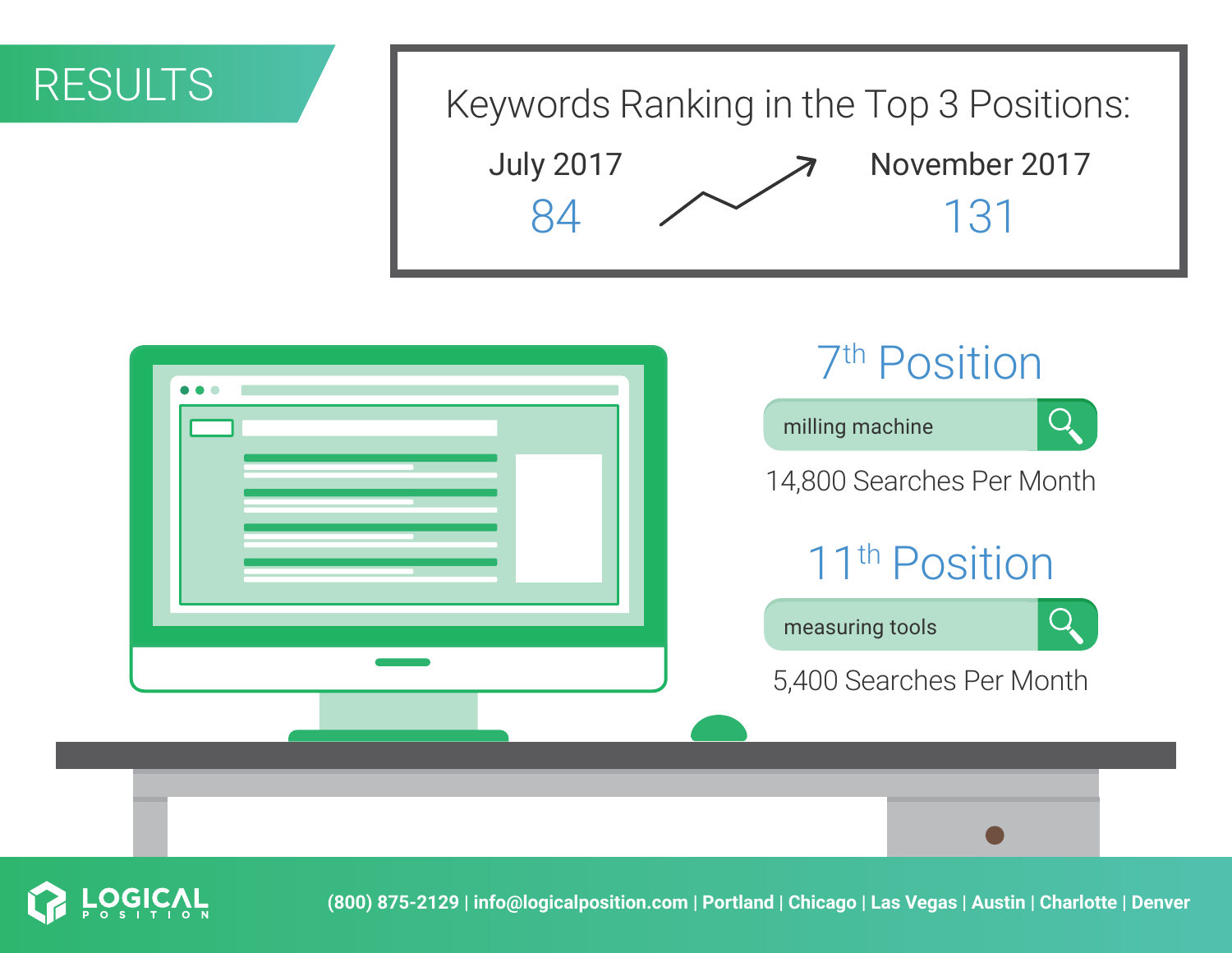# RESULTS

## Keywords Ranking in the Top 3 Positions:

| July 2017 | November 2017 |
|---|---|
| 84 | 131 |

## 7th Position

milling machine

14,800 Searches Per Month

## 11th Position

measuring tools

5,400 Searches Per Month

LOGICAL POSITION

(800) 875-2129 | info@logicalposition.com | Portland | Chicago | Las Vegas | Austin | Charlotte | Denver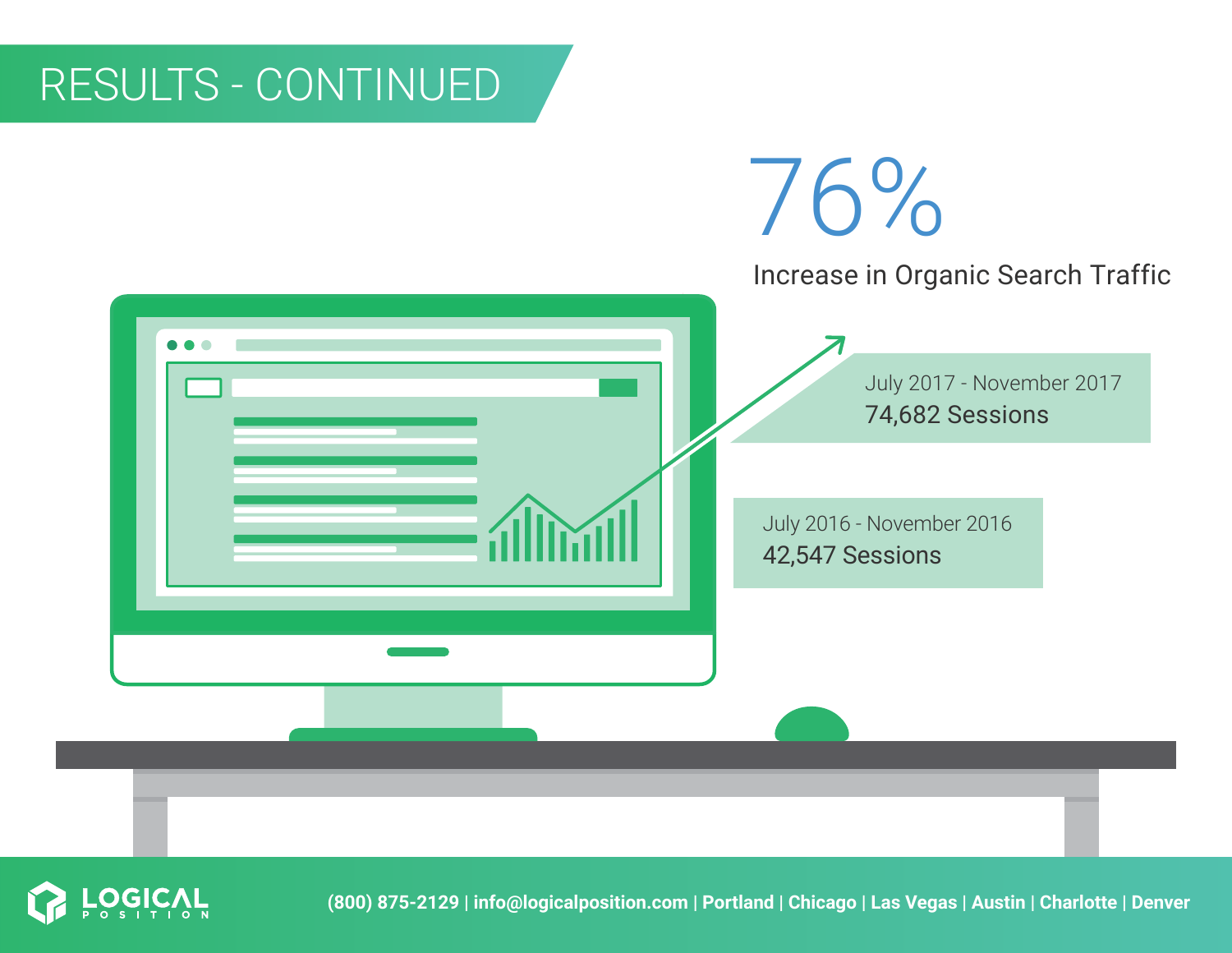# RESULTS - CONTINUED

## 76%

Increase in Organic Search Traffic

July 2017 - November 2017
74,682 Sessions

July 2016 - November 2016
42,547 Sessions

(800) 875-2129 | info@logicalposition.com | Portland | Chicago | Las Vegas | Austin | Charlotte | Denver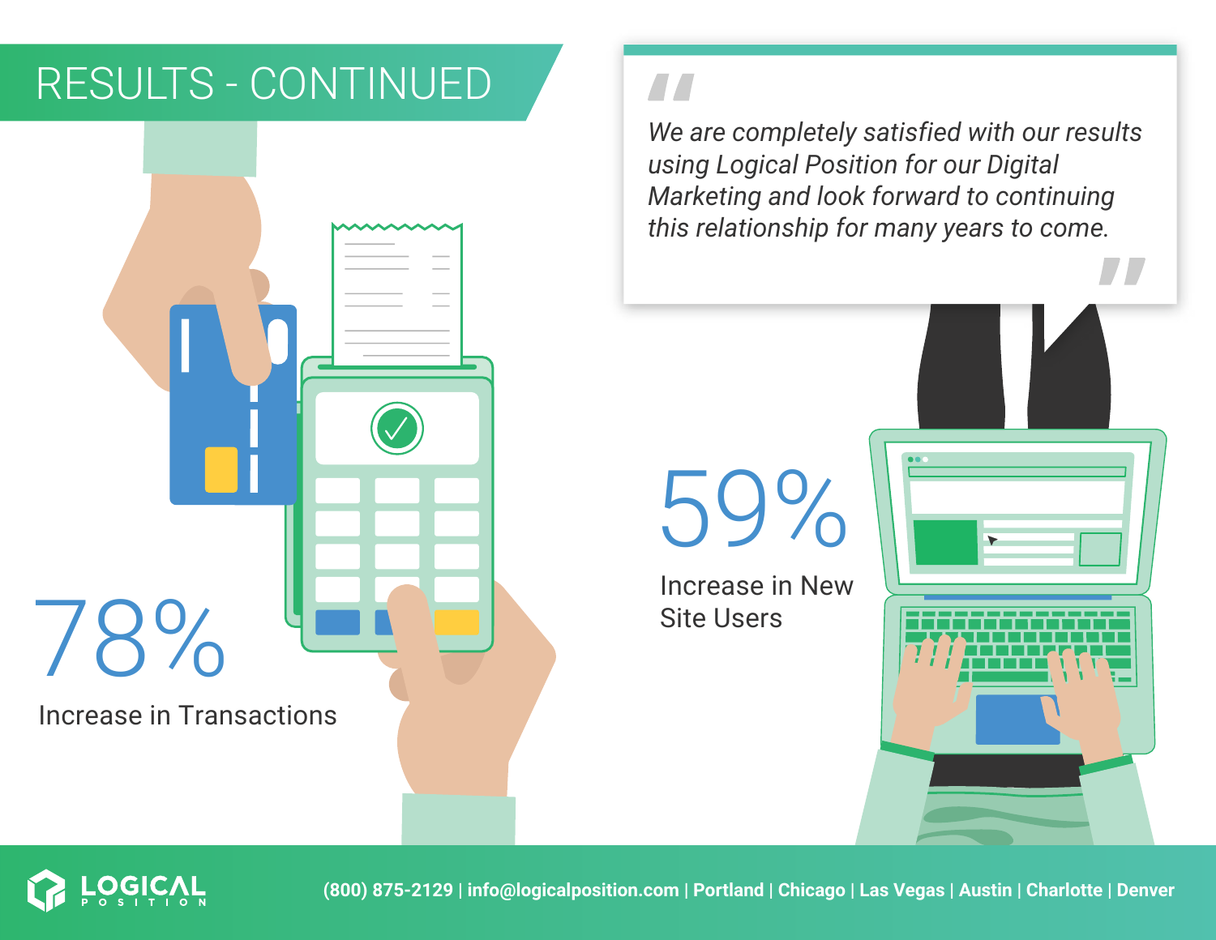# RESULTS - CONTINUED

> *We are completely satisfied with our results using Logical Position for our Digital Marketing and look forward to continuing this relationship for many years to come.*

78%

Increase in Transactions

59%

Increase in New Site Users

LOGICAL POSITION

**(800) 875-2129 | info@logicalposition.com | Portland | Chicago | Las Vegas | Austin | Charlotte | Denver**